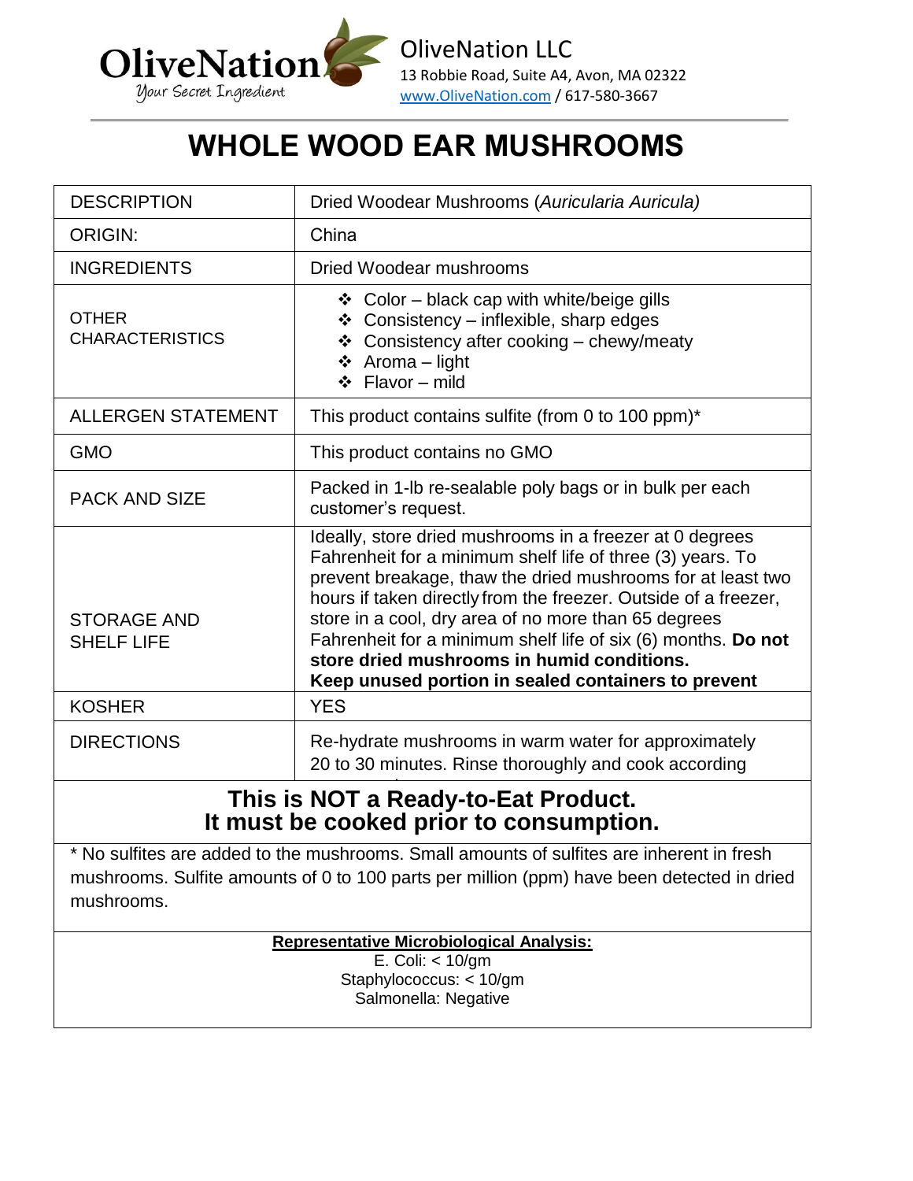OliveNation
Your Secret Ingredient

OliveNation LLC
13 Robbie Road, Suite A4, Avon, MA 02322
www.OliveNation.com / 617-580-3667

# WHOLE WOOD EAR MUSHROOMS

| | |
|---|---|
| DESCRIPTION | Dried Woodear Mushrooms (*Auricularia Auricula)* |
| ORIGIN: | China |
| INGREDIENTS | Dried Woodear mushrooms |
| OTHER CHARACTERISTICS | ❖ Color – black cap with white/beige gills<br>❖ Consistency – inflexible, sharp edges<br>❖ Consistency after cooking – chewy/meaty<br>❖ Aroma – light<br>❖ Flavor – mild |
| ALLERGEN STATEMENT | This product contains sulfite (from 0 to 100 ppm)* |
| GMO | This product contains no GMO |
| PACK AND SIZE | Packed in 1-lb re-sealable poly bags or in bulk per each customer's request. |
| STORAGE AND SHELF LIFE | Ideally, store dried mushrooms in a freezer at 0 degrees Fahrenheit for a minimum shelf life of three (3) years. To prevent breakage, thaw the dried mushrooms for at least two hours if taken directly from the freezer. Outside of a freezer, store in a cool, dry area of no more than 65 degrees Fahrenheit for a minimum shelf life of six (6) months. **Do not store dried mushrooms in humid conditions. Keep unused portion in sealed containers to prevent** |
| KOSHER | YES |
| DIRECTIONS | Re-hydrate mushrooms in warm water for approximately 20 to 30 minutes. Rinse thoroughly and cook according |

## This is NOT a Ready-to-Eat Product. It must be cooked prior to consumption.

* No sulfites are added to the mushrooms. Small amounts of sulfites are inherent in fresh mushrooms. Sulfite amounts of 0 to 100 parts per million (ppm) have been detected in dried mushrooms.

**Representative Microbiological Analysis:**

E. Coli: < 10/gm
Staphylococcus: < 10/gm
Salmonella: Negative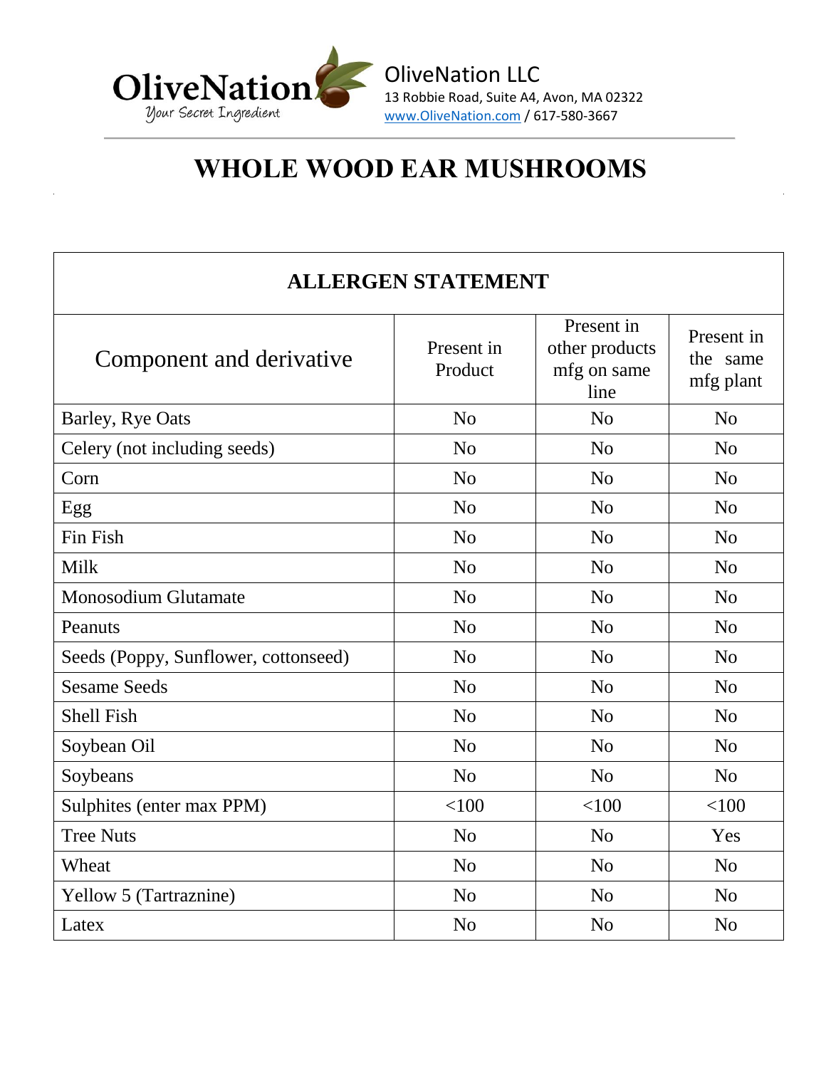OliveNation
Your Secret Ingredient

OliveNation LLC
13 Robbie Road, Suite A4, Avon, MA 02322
www.OliveNation.com / 617-580-3667

# WHOLE WOOD EAR MUSHROOMS

| ALLERGEN STATEMENT | | | |
|---|---|---|---|
| Component and derivative | Present in Product | Present in other products mfg on same line | Present in the same mfg plant |
| Barley, Rye Oats | No | No | No |
| Celery (not including seeds) | No | No | No |
| Corn | No | No | No |
| Egg | No | No | No |
| Fin Fish | No | No | No |
| Milk | No | No | No |
| Monosodium Glutamate | No | No | No |
| Peanuts | No | No | No |
| Seeds (Poppy, Sunflower, cottonseed) | No | No | No |
| Sesame Seeds | No | No | No |
| Shell Fish | No | No | No |
| Soybean Oil | No | No | No |
| Soybeans | No | No | No |
| Sulphites (enter max PPM) | <100 | <100 | <100 |
| Tree Nuts | No | No | Yes |
| Wheat | No | No | No |
| Yellow 5 (Tartraznine) | No | No | No |
| Latex | No | No | No |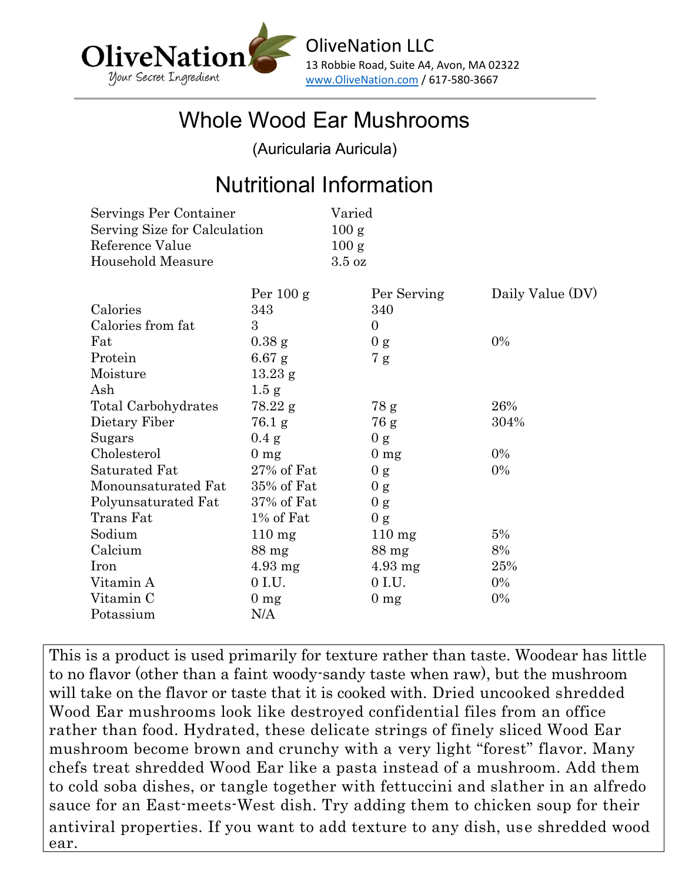OliveNation

Your Secret Ingredient

OliveNation LLC

13 Robbie Road, Suite A4, Avon, MA 02322

www.OliveNation.com / 617-580-3667

# Whole Wood Ear Mushrooms

(Auricularia Auricula)

## Nutritional Information

| | |
|---|---|
| Servings Per Container | Varied |
| Serving Size for Calculation | 100 g |
| Reference Value | 100 g |
| Household Measure | 3.5 oz |

| | Per 100 g | Per Serving | Daily Value (DV) |
|---|---|---|---|
| Calories | 343 | 340 | |
| Calories from fat | 3 | 0 | |
| Fat | 0.38 g | 0 g | 0% |
| Protein | 6.67 g | 7 g | |
| Moisture | 13.23 g | | |
| Ash | 1.5 g | | |
| Total Carbohydrates | 78.22 g | 78 g | 26% |
| Dietary Fiber | 76.1 g | 76 g | 304% |
| Sugars | 0.4 g | 0 g | |
| Cholesterol | 0 mg | 0 mg | 0% |
| Saturated Fat | 27% of Fat | 0 g | 0% |
| Monounsaturated Fat | 35% of Fat | 0 g | |
| Polyunsaturated Fat | 37% of Fat | 0 g | |
| Trans Fat | 1% of Fat | 0 g | |
| Sodium | 110 mg | 110 mg | 5% |
| Calcium | 88 mg | 88 mg | 8% |
| Iron | 4.93 mg | 4.93 mg | 25% |
| Vitamin A | 0 I.U. | 0 I.U. | 0% |
| Vitamin C | 0 mg | 0 mg | 0% |
| Potassium | N/A | | |

This is a product is used primarily for texture rather than taste. Woodear has little to no flavor (other than a faint woody-sandy taste when raw), but the mushroom will take on the flavor or taste that it is cooked with. Dried uncooked shredded Wood Ear mushrooms look like destroyed confidential files from an office rather than food. Hydrated, these delicate strings of finely sliced Wood Ear mushroom become brown and crunchy with a very light "forest" flavor. Many chefs treat shredded Wood Ear like a pasta instead of a mushroom. Add them to cold soba dishes, or tangle together with fettuccini and slather in an alfredo sauce for an East-meets-West dish. Try adding them to chicken soup for their antiviral properties. If you want to add texture to any dish, use shredded wood ear.